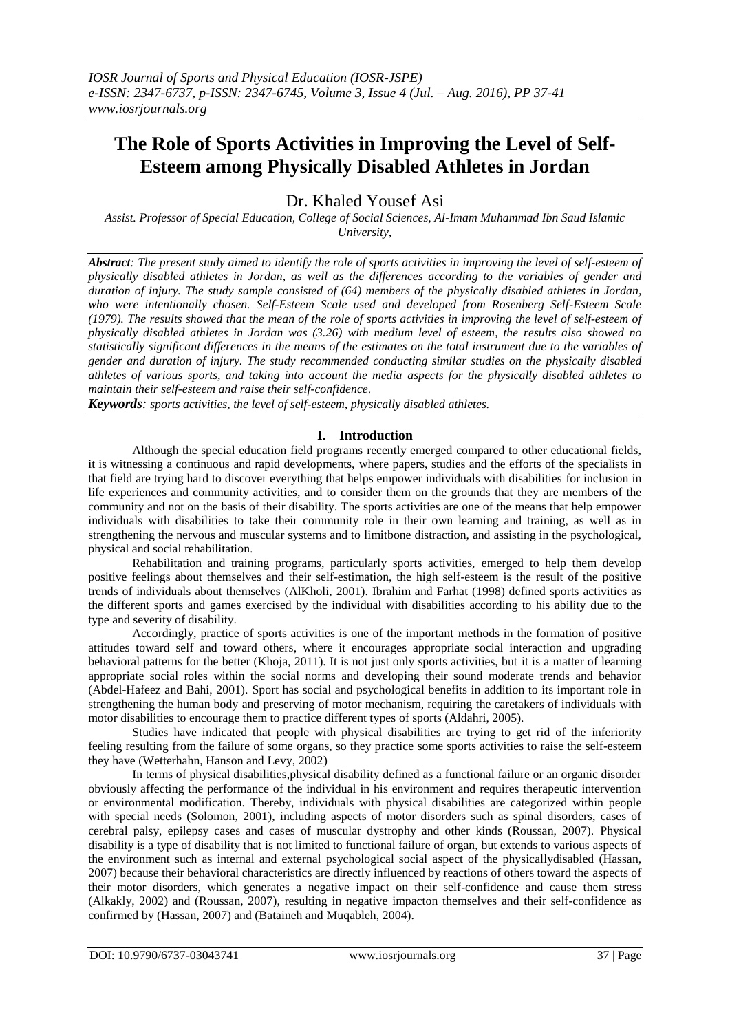# The Role of Sports Activities in Improving the Level of Self-Esteem among Physically Disabled Athletes in Jordan

Dr. Khaled Yousef Asi

*Assist. Professor of Special Education, College of Social Sciences, Al-Imam Muhammad Ibn Saud Islamic University,*

***Abstract**: The present study aimed to identify the role of sports activities in improving the level of self-esteem of physically disabled athletes in Jordan, as well as the differences according to the variables of gender and duration of injury. The study sample consisted of (64) members of the physically disabled athletes in Jordan, who were intentionally chosen. Self-Esteem Scale used and developed from Rosenberg Self-Esteem Scale (1979). The results showed that the mean of the role of sports activities in improving the level of self-esteem of physically disabled athletes in Jordan was (3.26) with medium level of esteem, the results also showed no statistically significant differences in the means of the estimates on the total instrument due to the variables of gender and duration of injury. The study recommended conducting similar studies on the physically disabled athletes of various sports, and taking into account the media aspects for the physically disabled athletes to maintain their self-esteem and raise their self-confidence.*

***Keywords**: sports activities, the level of self-esteem, physically disabled athletes.*

## I. Introduction

Although the special education field programs recently emerged compared to other educational fields, it is witnessing a continuous and rapid developments, where papers, studies and the efforts of the specialists in that field are trying hard to discover everything that helps empower individuals with disabilities for inclusion in life experiences and community activities, and to consider them on the grounds that they are members of the community and not on the basis of their disability. The sports activities are one of the means that help empower individuals with disabilities to take their community role in their own learning and training, as well as in strengthening the nervous and muscular systems and to limitbone distraction, and assisting in the psychological, physical and social rehabilitation.

Rehabilitation and training programs, particularly sports activities, emerged to help them develop positive feelings about themselves and their self-estimation, the high self-esteem is the result of the positive trends of individuals about themselves (AlKholi, 2001). Ibrahim and Farhat (1998) defined sports activities as the different sports and games exercised by the individual with disabilities according to his ability due to the type and severity of disability.

Accordingly, practice of sports activities is one of the important methods in the formation of positive attitudes toward self and toward others, where it encourages appropriate social interaction and upgrading behavioral patterns for the better (Khoja, 2011). It is not just only sports activities, but it is a matter of learning appropriate social roles within the social norms and developing their sound moderate trends and behavior (Abdel-Hafeez and Bahi, 2001). Sport has social and psychological benefits in addition to its important role in strengthening the human body and preserving of motor mechanism, requiring the caretakers of individuals with motor disabilities to encourage them to practice different types of sports (Aldahri, 2005).

Studies have indicated that people with physical disabilities are trying to get rid of the inferiority feeling resulting from the failure of some organs, so they practice some sports activities to raise the self-esteem they have (Wetterhahn, Hanson and Levy, 2002)

In terms of physical disabilities,physical disability defined as a functional failure or an organic disorder obviously affecting the performance of the individual in his environment and requires therapeutic intervention or environmental modification. Thereby, individuals with physical disabilities are categorized within people with special needs (Solomon, 2001), including aspects of motor disorders such as spinal disorders, cases of cerebral palsy, epilepsy cases and cases of muscular dystrophy and other kinds (Roussan, 2007). Physical disability is a type of disability that is not limited to functional failure of organ, but extends to various aspects of the environment such as internal and external psychological social aspect of the physicallydisabled (Hassan, 2007) because their behavioral characteristics are directly influenced by reactions of others toward the aspects of their motor disorders, which generates a negative impact on their self-confidence and cause them stress (Alkakly, 2002) and (Roussan, 2007), resulting in negative impacton themselves and their self-confidence as confirmed by (Hassan, 2007) and (Bataineh and Muqableh, 2004).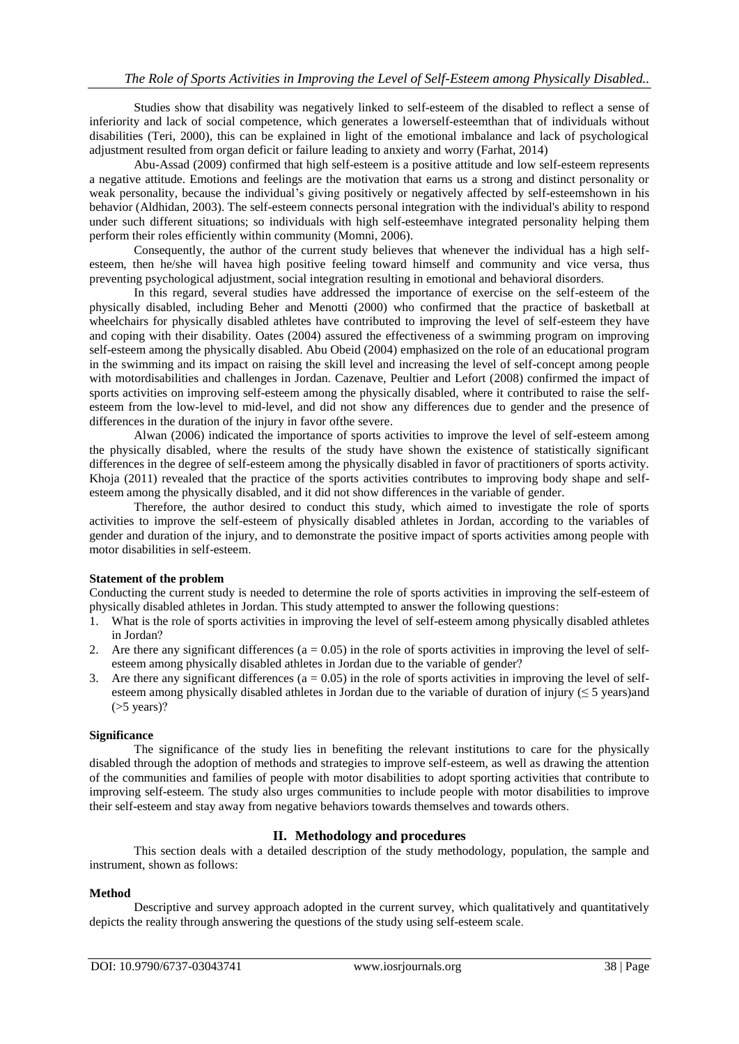Studies show that disability was negatively linked to self-esteem of the disabled to reflect a sense of inferiority and lack of social competence, which generates a lowerself-esteemthan that of individuals without disabilities (Teri, 2000), this can be explained in light of the emotional imbalance and lack of psychological adjustment resulted from organ deficit or failure leading to anxiety and worry (Farhat, 2014)

Abu-Assad (2009) confirmed that high self-esteem is a positive attitude and low self-esteem represents a negative attitude. Emotions and feelings are the motivation that earns us a strong and distinct personality or weak personality, because the individual's giving positively or negatively affected by self-esteemshown in his behavior (Aldhidan, 2003). The self-esteem connects personal integration with the individual's ability to respond under such different situations; so individuals with high self-esteemhave integrated personality helping them perform their roles efficiently within community (Momni, 2006).

Consequently, the author of the current study believes that whenever the individual has a high self-esteem, then he/she will havea high positive feeling toward himself and community and vice versa, thus preventing psychological adjustment, social integration resulting in emotional and behavioral disorders.

In this regard, several studies have addressed the importance of exercise on the self-esteem of the physically disabled, including Beher and Menotti (2000) who confirmed that the practice of basketball at wheelchairs for physically disabled athletes have contributed to improving the level of self-esteem they have and coping with their disability. Oates (2004) assured the effectiveness of a swimming program on improving self-esteem among the physically disabled. Abu Obeid (2004) emphasized on the role of an educational program in the swimming and its impact on raising the skill level and increasing the level of self-concept among people with motordisabilities and challenges in Jordan. Cazenave, Peultier and Lefort (2008) confirmed the impact of sports activities on improving self-esteem among the physically disabled, where it contributed to raise the self-esteem from the low-level to mid-level, and did not show any differences due to gender and the presence of differences in the duration of the injury in favor ofthe severe.

Alwan (2006) indicated the importance of sports activities to improve the level of self-esteem among the physically disabled, where the results of the study have shown the existence of statistically significant differences in the degree of self-esteem among the physically disabled in favor of practitioners of sports activity. Khoja (2011) revealed that the practice of the sports activities contributes to improving body shape and self-esteem among the physically disabled, and it did not show differences in the variable of gender.

Therefore, the author desired to conduct this study, which aimed to investigate the role of sports activities to improve the self-esteem of physically disabled athletes in Jordan, according to the variables of gender and duration of the injury, and to demonstrate the positive impact of sports activities among people with motor disabilities in self-esteem.

**Statement of the problem**

Conducting the current study is needed to determine the role of sports activities in improving the self-esteem of physically disabled athletes in Jordan. This study attempted to answer the following questions:

1. What is the role of sports activities in improving the level of self-esteem among physically disabled athletes in Jordan?
2. Are there any significant differences ($a = 0.05$) in the role of sports activities in improving the level of self-esteem among physically disabled athletes in Jordan due to the variable of gender?
3. Are there any significant differences ($a = 0.05$) in the role of sports activities in improving the level of self-esteem among physically disabled athletes in Jordan due to the variable of duration of injury ($\leq 5$ years)and ($>5$ years)?

**Significance**

The significance of the study lies in benefiting the relevant institutions to care for the physically disabled through the adoption of methods and strategies to improve self-esteem, as well as drawing the attention of the communities and families of people with motor disabilities to adopt sporting activities that contribute to improving self-esteem. The study also urges communities to include people with motor disabilities to improve their self-esteem and stay away from negative behaviors towards themselves and towards others.

## II. Methodology and procedures

This section deals with a detailed description of the study methodology, population, the sample and instrument, shown as follows:

**Method**

Descriptive and survey approach adopted in the current survey, which qualitatively and quantitatively depicts the reality through answering the questions of the study using self-esteem scale.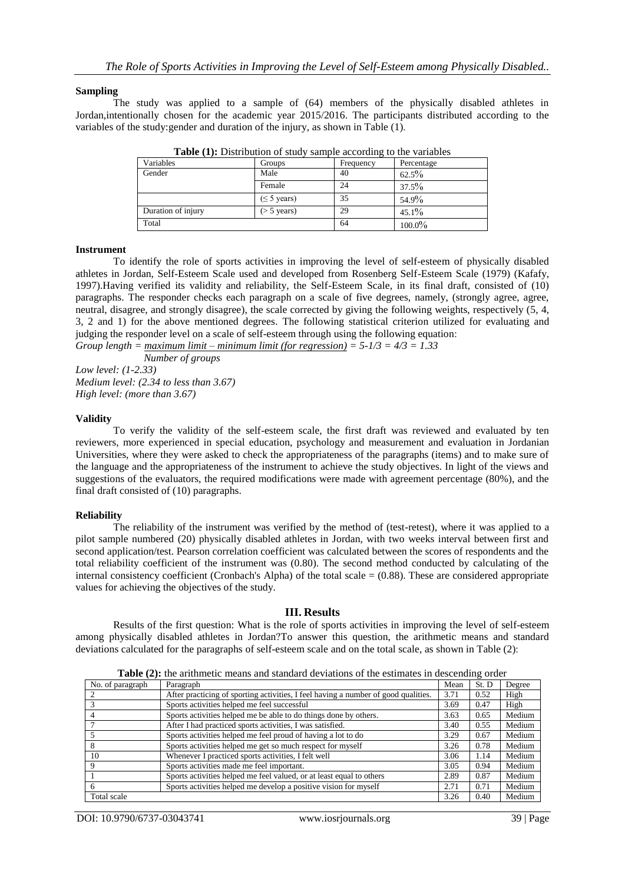### Sampling

The study was applied to a sample of (64) members of the physically disabled athletes in Jordan,intentionally chosen for the academic year 2015/2016. The participants distributed according to the variables of the study:gender and duration of the injury, as shown in Table (1).

**Table (1):** Distribution of study sample according to the variables

| Variables | Groups | Frequency | Percentage |
|---|---|---|---|
| Gender | Male | 40 | 62.5% |
| | Female | 24 | 37.5% |
| | (≤ 5 years) | 35 | 54.9% |
| Duration of injury | (> 5 years) | 29 | 45.1% |
| Total | | 64 | 100.0% |

### Instrument

To identify the role of sports activities in improving the level of self-esteem of physically disabled athletes in Jordan, Self-Esteem Scale used and developed from Rosenberg Self-Esteem Scale (1979) (Kafafy, 1997).Having verified its validity and reliability, the Self-Esteem Scale, in its final draft, consisted of (10) paragraphs. The responder checks each paragraph on a scale of five degrees, namely, (strongly agree, agree, neutral, disagree, and strongly disagree), the scale corrected by giving the following weights, respectively (5, 4, 3, 2 and 1) for the above mentioned degrees. The following statistical criterion utilized for evaluating and judging the responder level on a scale of self-esteem through using the following equation:

*Group length = maximum limit – minimum limit (for regression) = 5-1/3 = 4/3 = 1.33*

*Number of groups*

*Low level: (1-2.33)*

*Medium level: (2.34 to less than 3.67)*

*High level: (more than 3.67)*

### Validity

To verify the validity of the self-esteem scale, the first draft was reviewed and evaluated by ten reviewers, more experienced in special education, psychology and measurement and evaluation in Jordanian Universities, where they were asked to check the appropriateness of the paragraphs (items) and to make sure of the language and the appropriateness of the instrument to achieve the study objectives. In light of the views and suggestions of the evaluators, the required modifications were made with agreement percentage (80%), and the final draft consisted of (10) paragraphs.

### Reliability

The reliability of the instrument was verified by the method of (test-retest), where it was applied to a pilot sample numbered (20) physically disabled athletes in Jordan, with two weeks interval between first and second application/test. Pearson correlation coefficient was calculated between the scores of respondents and the total reliability coefficient of the instrument was (0.80). The second method conducted by calculating of the internal consistency coefficient (Cronbach's Alpha) of the total scale = (0.88). These are considered appropriate values for achieving the objectives of the study.

## III. Results

Results of the first question: What is the role of sports activities in improving the level of self-esteem among physically disabled athletes in Jordan?To answer this question, the arithmetic means and standard deviations calculated for the paragraphs of self-esteem scale and on the total scale, as shown in Table (2):

**Table (2):** the arithmetic means and standard deviations of the estimates in descending order

| No. of paragraph | Paragraph | Mean | St. D | Degree |
|---|---|---|---|---|
| 2 | After practicing of sporting activities, I feel having a number of good qualities. | 3.71 | 0.52 | High |
| 3 | Sports activities helped me feel successful | 3.69 | 0.47 | High |
| 4 | Sports activities helped me be able to do things done by others. | 3.63 | 0.65 | Medium |
| 7 | After I had practiced sports activities, I was satisfied. | 3.40 | 0.55 | Medium |
| 5 | Sports activities helped me feel proud of having a lot to do | 3.29 | 0.67 | Medium |
| 8 | Sports activities helped me get so much respect for myself | 3.26 | 0.78 | Medium |
| 10 | Whenever I practiced sports activities, I felt well | 3.06 | 1.14 | Medium |
| 9 | Sports activities made me feel important. | 3.05 | 0.94 | Medium |
| 1 | Sports activities helped me feel valued, or at least equal to others | 2.89 | 0.87 | Medium |
| 6 | Sports activities helped me develop a positive vision for myself | 2.71 | 0.71 | Medium |
| Total scale | | 3.26 | 0.40 | Medium |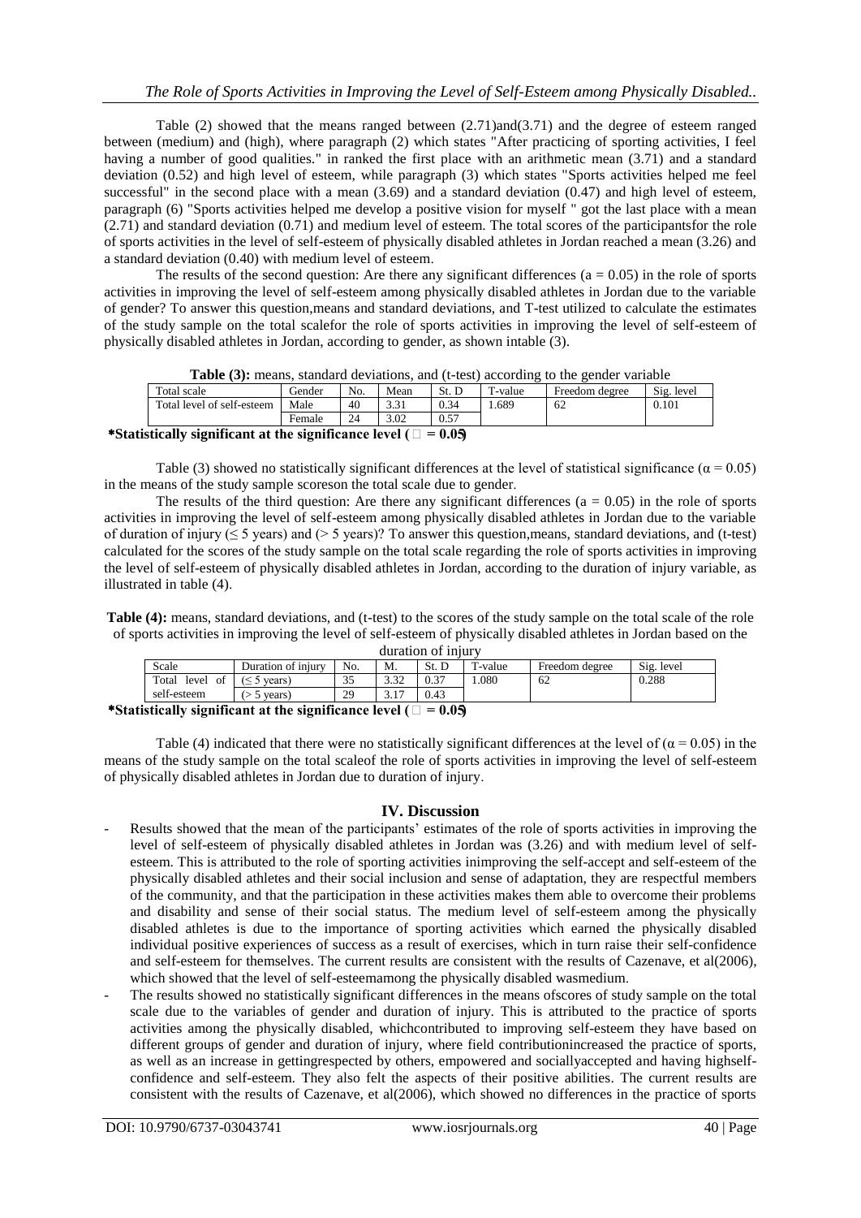Table (2) showed that the means ranged between (2.71)and(3.71) and the degree of esteem ranged between (medium) and (high), where paragraph (2) which states "After practicing of sporting activities, I feel having a number of good qualities." in ranked the first place with an arithmetic mean (3.71) and a standard deviation (0.52) and high level of esteem, while paragraph (3) which states "Sports activities helped me feel successful" in the second place with a mean (3.69) and a standard deviation (0.47) and high level of esteem, paragraph (6) "Sports activities helped me develop a positive vision for myself " got the last place with a mean (2.71) and standard deviation (0.71) and medium level of esteem. The total scores of the participantsfor the role of sports activities in the level of self-esteem of physically disabled athletes in Jordan reached a mean (3.26) and a standard deviation (0.40) with medium level of esteem.

The results of the second question: Are there any significant differences (a = 0.05) in the role of sports activities in improving the level of self-esteem among physically disabled athletes in Jordan due to the variable of gender? To answer this question,means and standard deviations, and T-test utilized to calculate the estimates of the study sample on the total scalefor the role of sports activities in improving the level of self-esteem of physically disabled athletes in Jordan, according to gender, as shown intable (3).

**Table (3):** means, standard deviations, and (t-test) according to the gender variable

| Total scale | Gender | No. | Mean | St. D | T-value | Freedom degree | Sig. level |
|---|---|---|---|---|---|---|---|
| Total level of self-esteem | Male | 40 | 3.31 | 0.34 | 1.689 | 62 | 0.101 |
| | Female | 24 | 3.02 | 0.57 | | | |

***Statistically significant at the significance level ($\alpha$ = 0.05)**

Table (3) showed no statistically significant differences at the level of statistical significance ($\alpha = 0.05$) in the means of the study sample scoreson the total scale due to gender.

The results of the third question: Are there any significant differences (a = 0.05) in the role of sports activities in improving the level of self-esteem among physically disabled athletes in Jordan due to the variable of duration of injury ($\leq$ 5 years) and (> 5 years)? To answer this question,means, standard deviations, and (t-test) calculated for the scores of the study sample on the total scale regarding the role of sports activities in improving the level of self-esteem of physically disabled athletes in Jordan, according to the duration of injury variable, as illustrated in table (4).

**Table (4):** means, standard deviations, and (t-test) to the scores of the study sample on the total scale of the role of sports activities in improving the level of self-esteem of physically disabled athletes in Jordan based on the duration of injury

| Scale | Duration of injury | No. | M. | St. D | T-value | Freedom degree | Sig. level |
|---|---|---|---|---|---|---|---|
| Total level of self-esteem | ($\leq$ 5 years) | 35 | 3.32 | 0.37 | 1.080 | 62 | 0.288 |
| | (> 5 years) | 29 | 3.17 | 0.43 | | | |

***Statistically significant at the significance level ($\alpha$ = 0.05)**

Table (4) indicated that there were no statistically significant differences at the level of ($\alpha = 0.05$) in the means of the study sample on the total scaleof the role of sports activities in improving the level of self-esteem of physically disabled athletes in Jordan due to duration of injury.

## IV. Discussion

- Results showed that the mean of the participants' estimates of the role of sports activities in improving the level of self-esteem of physically disabled athletes in Jordan was (3.26) and with medium level of self-esteem. This is attributed to the role of sporting activities inimproving the self-accept and self-esteem of the physically disabled athletes and their social inclusion and sense of adaptation, they are respectful members of the community, and that the participation in these activities makes them able to overcome their problems and disability and sense of their social status. The medium level of self-esteem among the physically disabled athletes is due to the importance of sporting activities which earned the physically disabled individual positive experiences of success as a result of exercises, which in turn raise their self-confidence and self-esteem for themselves. The current results are consistent with the results of Cazenave, et al(2006), which showed that the level of self-esteemamong the physically disabled wasmedium.
- The results showed no statistically significant differences in the means ofscores of study sample on the total scale due to the variables of gender and duration of injury. This is attributed to the practice of sports activities among the physically disabled, whichcontributed to improving self-esteem they have based on different groups of gender and duration of injury, where field contributionincreased the practice of sports, as well as an increase in gettingrespected by others, empowered and sociallyaccepted and having highself-confidence and self-esteem. They also felt the aspects of their positive abilities. The current results are consistent with the results of Cazenave, et al(2006), which showed no differences in the practice of sports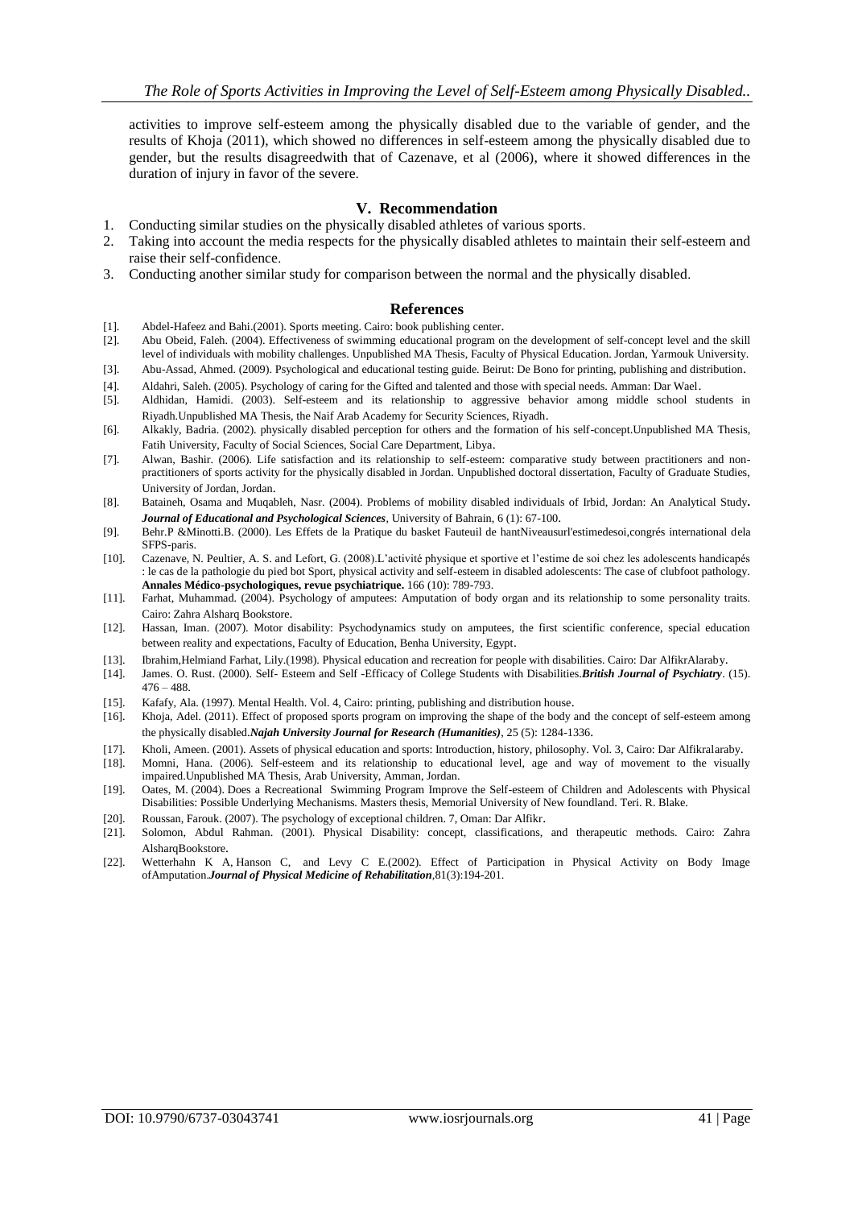activities to improve self-esteem among the physically disabled due to the variable of gender, and the results of Khoja (2011), which showed no differences in self-esteem among the physically disabled due to gender, but the results disagreedwith that of Cazenave, et al (2006), where it showed differences in the duration of injury in favor of the severe.

## V. Recommendation

1. Conducting similar studies on the physically disabled athletes of various sports.
2. Taking into account the media respects for the physically disabled athletes to maintain their self-esteem and raise their self-confidence.
3. Conducting another similar study for comparison between the normal and the physically disabled.

## References

[1]. Abdel-Hafeez and Bahi.(2001). Sports meeting. Cairo: book publishing center.

[2]. Abu Obeid, Faleh. (2004). Effectiveness of swimming educational program on the development of self-concept level and the skill level of individuals with mobility challenges. Unpublished MA Thesis, Faculty of Physical Education. Jordan, Yarmouk University.

[3]. Abu-Assad, Ahmed. (2009). Psychological and educational testing guide. Beirut: De Bono for printing, publishing and distribution.

[4]. Aldahri, Saleh. (2005). Psychology of caring for the Gifted and talented and those with special needs. Amman: Dar Wael.

[5]. Aldhidan, Hamidi. (2003). Self-esteem and its relationship to aggressive behavior among middle school students in Riyadh.Unpublished MA Thesis, the Naif Arab Academy for Security Sciences, Riyadh.

[6]. Alkakly, Badria. (2002). physically disabled perception for others and the formation of his self-concept.Unpublished MA Thesis, Fatih University, Faculty of Social Sciences, Social Care Department, Libya.

[7]. Alwan, Bashir. (2006). Life satisfaction and its relationship to self-esteem: comparative study between practitioners and non-practitioners of sports activity for the physically disabled in Jordan. Unpublished doctoral dissertation, Faculty of Graduate Studies, University of Jordan, Jordan.

[8]. Bataineh, Osama and Muqableh, Nasr. (2004). Problems of mobility disabled individuals of Irbid, Jordan: An Analytical Study**.** ***Journal of Educational and Psychological Sciences***, University of Bahrain, 6 (1): 67-100.

[9]. Behr.P &Minotti.B. (2000). Les Effets de la Pratique du basket Fauteuil de hantNiveausurl'estimedesoi,congrés international dela SFPS-paris.

[10]. Cazenave, N. Peultier, A. S. and Lefort, G. (2008).L'activité physique et sportive et l'estime de soi chez les adolescents handicapés : le cas de la pathologie du pied bot Sport, physical activity and self-esteem in disabled adolescents: The case of clubfoot pathology. **Annales Médico-psychologiques, revue psychiatrique.** 166 (10): 789-793.

[11]. Farhat, Muhammad. (2004). Psychology of amputees: Amputation of body organ and its relationship to some personality traits. Cairo: Zahra Alsharq Bookstore.

[12]. Hassan, Iman. (2007). Motor disability: Psychodynamics study on amputees, the first scientific conference, special education between reality and expectations, Faculty of Education, Benha University, Egypt.

[13]. Ibrahim,Helmiand Farhat, Lily.(1998). Physical education and recreation for people with disabilities. Cairo: Dar AlfikrAlaraby.

[14]. James. O. Rust. (2000). Self- Esteem and Self -Efficacy of College Students with Disabilities.***British Journal of Psychiatry***. (15). 476 – 488.

[15]. Kafafy, Ala. (1997). Mental Health. Vol. 4, Cairo: printing, publishing and distribution house.

[16]. Khoja, Adel. (2011). Effect of proposed sports program on improving the shape of the body and the concept of self-esteem among the physically disabled.***Najah University Journal for Research (Humanities)***, 25 (5): 1284-1336.

[17]. Kholi, Ameen. (2001). Assets of physical education and sports: Introduction, history, philosophy. Vol. 3, Cairo: Dar AlfikraIaraby.

[18]. Momni, Hana. (2006). Self-esteem and its relationship to educational level, age and way of movement to the visually impaired.Unpublished MA Thesis, Arab University, Amman, Jordan.

[19]. Oates, M. (2004). Does a Recreational Swimming Program Improve the Self-esteem of Children and Adolescents with Physical Disabilities: Possible Underlying Mechanisms. Masters thesis, Memorial University of New foundland. Teri. R. Blake.

[20]. Roussan, Farouk. (2007). The psychology of exceptional children. 7, Oman: Dar Alfikr.

[21]. Solomon, Abdul Rahman. (2001). Physical Disability: concept, classifications, and therapeutic methods. Cairo: Zahra AlsharqBookstore.

[22]. Wetterhahn K A, Hanson C, and Levy C E.(2002). Effect of Participation in Physical Activity on Body Image ofAmputation.***Journal of Physical Medicine of Rehabilitation***,81(3):194-201.